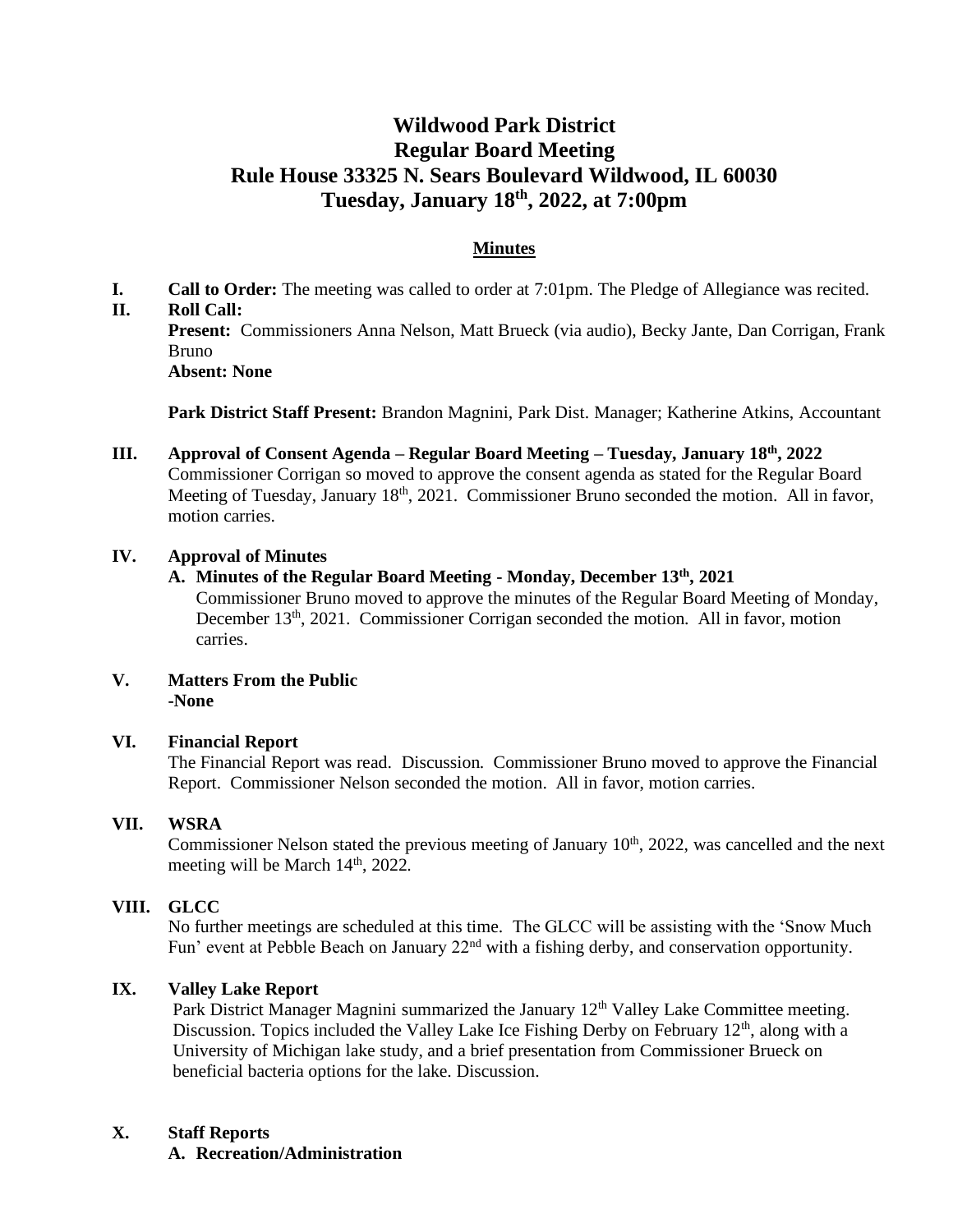# Wildwood Park District
# Regular Board Meeting
# Rule House 33325 N. Sears Boulevard Wildwood, IL 60030
# Tuesday, January 18th, 2022, at 7:00pm

## Minutes

**I. Call to Order:** The meeting was called to order at 7:01pm. The Pledge of Allegiance was recited.

**II. Roll Call:**

**Present:** Commissioners Anna Nelson, Matt Brueck (via audio), Becky Jante, Dan Corrigan, Frank Bruno

**Absent: None**

**Park District Staff Present:** Brandon Magnini, Park Dist. Manager; Katherine Atkins, Accountant

**III. Approval of Consent Agenda – Regular Board Meeting – Tuesday, January 18th, 2022**

Commissioner Corrigan so moved to approve the consent agenda as stated for the Regular Board Meeting of Tuesday, January 18th, 2021. Commissioner Bruno seconded the motion. All in favor, motion carries.

**IV. Approval of Minutes**

**A. Minutes of the Regular Board Meeting - Monday, December 13th, 2021**

Commissioner Bruno moved to approve the minutes of the Regular Board Meeting of Monday, December 13th, 2021. Commissioner Corrigan seconded the motion. All in favor, motion carries.

**V. Matters From the Public**

-**None**

**VI. Financial Report**

The Financial Report was read. Discussion. Commissioner Bruno moved to approve the Financial Report. Commissioner Nelson seconded the motion. All in favor, motion carries.

**VII. WSRA**

Commissioner Nelson stated the previous meeting of January 10th, 2022, was cancelled and the next meeting will be March 14th, 2022.

**VIII. GLCC**

No further meetings are scheduled at this time. The GLCC will be assisting with the 'Snow Much Fun' event at Pebble Beach on January 22nd with a fishing derby, and conservation opportunity.

**IX. Valley Lake Report**

Park District Manager Magnini summarized the January 12th Valley Lake Committee meeting. Discussion. Topics included the Valley Lake Ice Fishing Derby on February 12th, along with a University of Michigan lake study, and a brief presentation from Commissioner Brueck on beneficial bacteria options for the lake. Discussion.

**X. Staff Reports**

**A. Recreation/Administration**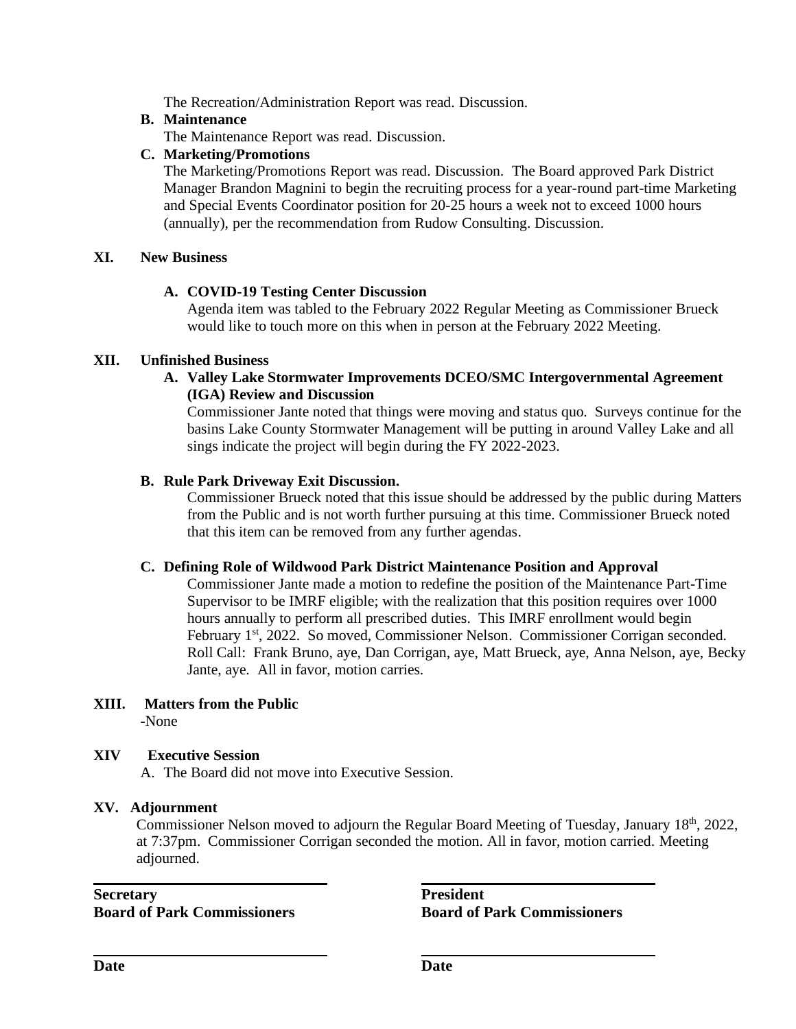The Recreation/Administration Report was read. Discussion.

**B. Maintenance**

The Maintenance Report was read. Discussion.

**C. Marketing/Promotions**

The Marketing/Promotions Report was read. Discussion. The Board approved Park District Manager Brandon Magnini to begin the recruiting process for a year-round part-time Marketing and Special Events Coordinator position for 20-25 hours a week not to exceed 1000 hours (annually), per the recommendation from Rudow Consulting. Discussion.

**XI. New Business**

**A. COVID-19 Testing Center Discussion**

Agenda item was tabled to the February 2022 Regular Meeting as Commissioner Brueck would like to touch more on this when in person at the February 2022 Meeting.

**XII. Unfinished Business**

**A. Valley Lake Stormwater Improvements DCEO/SMC Intergovernmental Agreement (IGA) Review and Discussion**

Commissioner Jante noted that things were moving and status quo. Surveys continue for the basins Lake County Stormwater Management will be putting in around Valley Lake and all sings indicate the project will begin during the FY 2022-2023.

**B. Rule Park Driveway Exit Discussion.**

Commissioner Brueck noted that this issue should be addressed by the public during Matters from the Public and is not worth further pursuing at this time. Commissioner Brueck noted that this item can be removed from any further agendas.

**C. Defining Role of Wildwood Park District Maintenance Position and Approval**

Commissioner Jante made a motion to redefine the position of the Maintenance Part-Time Supervisor to be IMRF eligible; with the realization that this position requires over 1000 hours annually to perform all prescribed duties. This IMRF enrollment would begin February 1st, 2022. So moved, Commissioner Nelson. Commissioner Corrigan seconded. Roll Call: Frank Bruno, aye, Dan Corrigan, aye, Matt Brueck, aye, Anna Nelson, aye, Becky Jante, aye. All in favor, motion carries.

**XIII. Matters from the Public**

-None

**XIV Executive Session**

A. The Board did not move into Executive Session.

**XV. Adjournment**

Commissioner Nelson moved to adjourn the Regular Board Meeting of Tuesday, January 18th, 2022, at 7:37pm. Commissioner Corrigan seconded the motion. All in favor, motion carried. Meeting adjourned.

| | |
|---|---|
| **Secretary** | **President** |
| **Board of Park Commissioners** | **Board of Park Commissioners** |
| **Date** | **Date** |